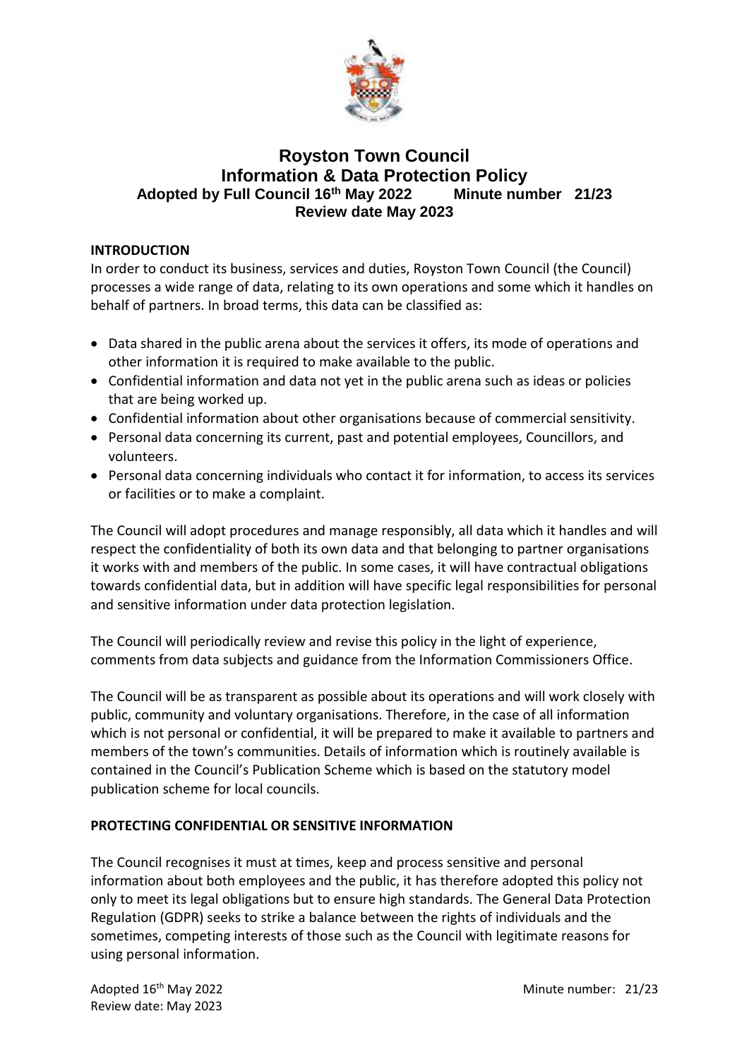# Royston Town Council
# Information & Data Protection Policy
### Adopted by Full Council 16th May 2022 Minute number 21/23
### Review date May 2023

**INTRODUCTION**

In order to conduct its business, services and duties, Royston Town Council (the Council) processes a wide range of data, relating to its own operations and some which it handles on behalf of partners. In broad terms, this data can be classified as:

- Data shared in the public arena about the services it offers, its mode of operations and other information it is required to make available to the public.
- Confidential information and data not yet in the public arena such as ideas or policies that are being worked up.
- Confidential information about other organisations because of commercial sensitivity.
- Personal data concerning its current, past and potential employees, Councillors, and volunteers.
- Personal data concerning individuals who contact it for information, to access its services or facilities or to make a complaint.

The Council will adopt procedures and manage responsibly, all data which it handles and will respect the confidentiality of both its own data and that belonging to partner organisations it works with and members of the public. In some cases, it will have contractual obligations towards confidential data, but in addition will have specific legal responsibilities for personal and sensitive information under data protection legislation.

The Council will periodically review and revise this policy in the light of experience, comments from data subjects and guidance from the Information Commissioners Office.

The Council will be as transparent as possible about its operations and will work closely with public, community and voluntary organisations. Therefore, in the case of all information which is not personal or confidential, it will be prepared to make it available to partners and members of the town's communities. Details of information which is routinely available is contained in the Council's Publication Scheme which is based on the statutory model publication scheme for local councils.

**PROTECTING CONFIDENTIAL OR SENSITIVE INFORMATION**

The Council recognises it must at times, keep and process sensitive and personal information about both employees and the public, it has therefore adopted this policy not only to meet its legal obligations but to ensure high standards. The General Data Protection Regulation (GDPR) seeks to strike a balance between the rights of individuals and the sometimes, competing interests of those such as the Council with legitimate reasons for using personal information.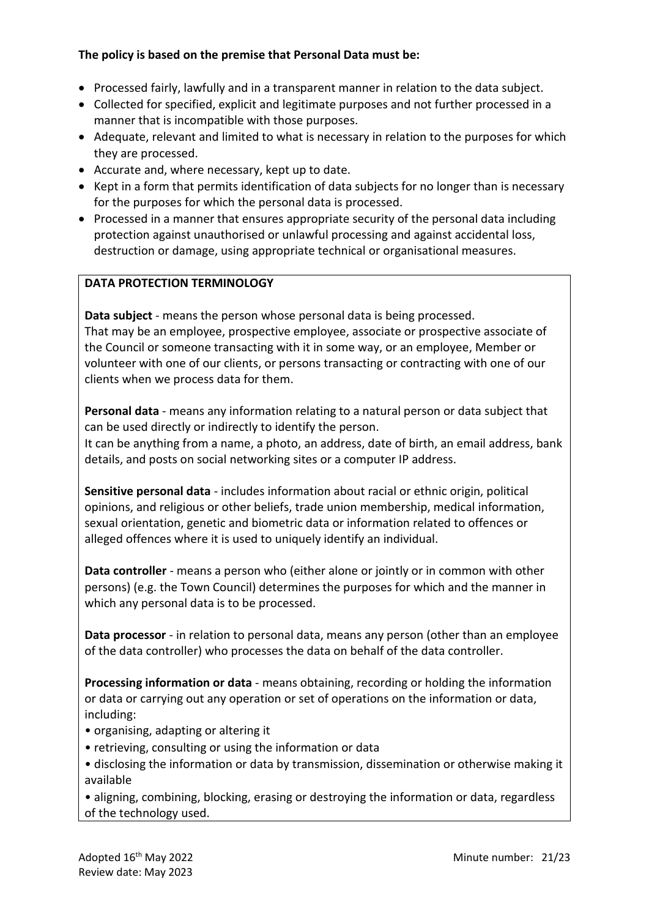**The policy is based on the premise that Personal Data must be:**

- Processed fairly, lawfully and in a transparent manner in relation to the data subject.
- Collected for specified, explicit and legitimate purposes and not further processed in a manner that is incompatible with those purposes.
- Adequate, relevant and limited to what is necessary in relation to the purposes for which they are processed.
- Accurate and, where necessary, kept up to date.
- Kept in a form that permits identification of data subjects for no longer than is necessary for the purposes for which the personal data is processed.
- Processed in a manner that ensures appropriate security of the personal data including protection against unauthorised or unlawful processing and against accidental loss, destruction or damage, using appropriate technical or organisational measures.

**DATA PROTECTION TERMINOLOGY**

**Data subject** - means the person whose personal data is being processed.
That may be an employee, prospective employee, associate or prospective associate of the Council or someone transacting with it in some way, or an employee, Member or volunteer with one of our clients, or persons transacting or contracting with one of our clients when we process data for them.

**Personal data** - means any information relating to a natural person or data subject that can be used directly or indirectly to identify the person.
It can be anything from a name, a photo, an address, date of birth, an email address, bank details, and posts on social networking sites or a computer IP address.

**Sensitive personal data** - includes information about racial or ethnic origin, political opinions, and religious or other beliefs, trade union membership, medical information, sexual orientation, genetic and biometric data or information related to offences or alleged offences where it is used to uniquely identify an individual.

**Data controller** - means a person who (either alone or jointly or in common with other persons) (e.g. the Town Council) determines the purposes for which and the manner in which any personal data is to be processed.

**Data processor** - in relation to personal data, means any person (other than an employee of the data controller) who processes the data on behalf of the data controller.

**Processing information or data** - means obtaining, recording or holding the information or data or carrying out any operation or set of operations on the information or data, including:

- organising, adapting or altering it
- retrieving, consulting or using the information or data
- disclosing the information or data by transmission, dissemination or otherwise making it available
- aligning, combining, blocking, erasing or destroying the information or data, regardless of the technology used.

Adopted 16th May 2022
Review date: May 2023

Minute number: 21/23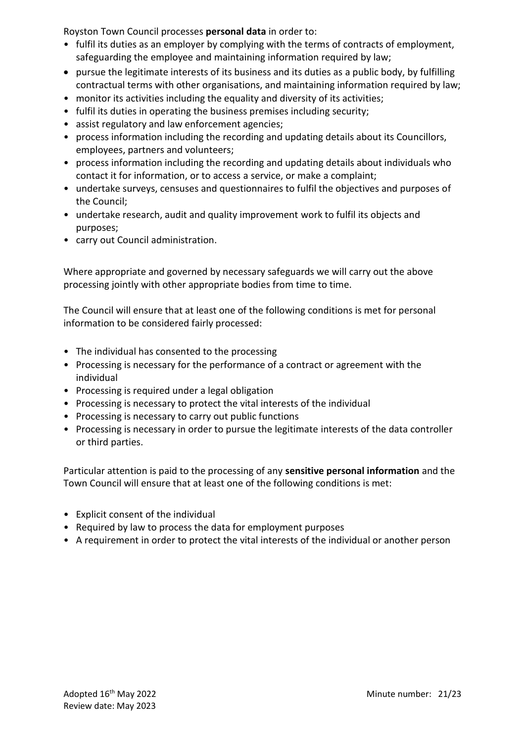Royston Town Council processes **personal data** in order to:

- fulfil its duties as an employer by complying with the terms of contracts of employment, safeguarding the employee and maintaining information required by law;
- pursue the legitimate interests of its business and its duties as a public body, by fulfilling contractual terms with other organisations, and maintaining information required by law;
- monitor its activities including the equality and diversity of its activities;
- fulfil its duties in operating the business premises including security;
- assist regulatory and law enforcement agencies;
- process information including the recording and updating details about its Councillors, employees, partners and volunteers;
- process information including the recording and updating details about individuals who contact it for information, or to access a service, or make a complaint;
- undertake surveys, censuses and questionnaires to fulfil the objectives and purposes of the Council;
- undertake research, audit and quality improvement work to fulfil its objects and purposes;
- carry out Council administration.

Where appropriate and governed by necessary safeguards we will carry out the above processing jointly with other appropriate bodies from time to time.

The Council will ensure that at least one of the following conditions is met for personal information to be considered fairly processed:

- The individual has consented to the processing
- Processing is necessary for the performance of a contract or agreement with the individual
- Processing is required under a legal obligation
- Processing is necessary to protect the vital interests of the individual
- Processing is necessary to carry out public functions
- Processing is necessary in order to pursue the legitimate interests of the data controller or third parties.

Particular attention is paid to the processing of any **sensitive personal information** and the Town Council will ensure that at least one of the following conditions is met:

- Explicit consent of the individual
- Required by law to process the data for employment purposes
- A requirement in order to protect the vital interests of the individual or another person

Adopted 16th May 2022 Minute number: 21/23
Review date: May 2023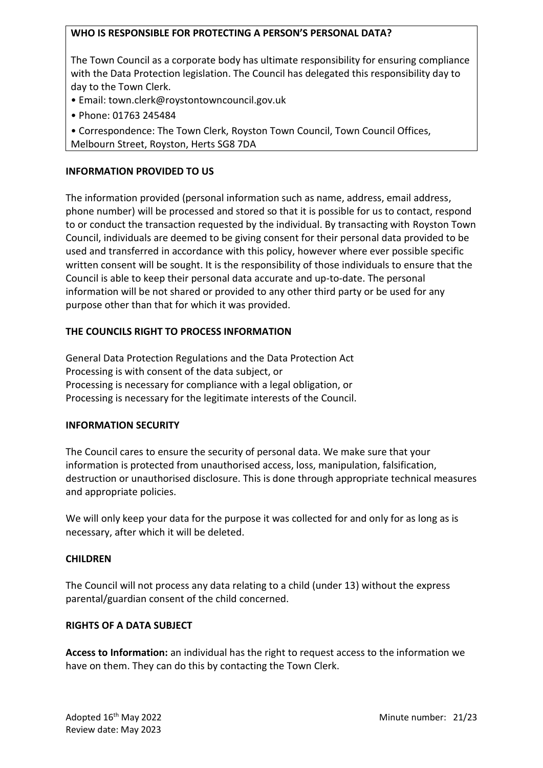**WHO IS RESPONSIBLE FOR PROTECTING A PERSON'S PERSONAL DATA?**

The Town Council as a corporate body has ultimate responsibility for ensuring compliance with the Data Protection legislation. The Council has delegated this responsibility day to day to the Town Clerk.

- Email: town.clerk@roystontowncouncil.gov.uk
- Phone: 01763 245484
- Correspondence: The Town Clerk, Royston Town Council, Town Council Offices, Melbourn Street, Royston, Herts SG8 7DA

**INFORMATION PROVIDED TO US**

The information provided (personal information such as name, address, email address, phone number) will be processed and stored so that it is possible for us to contact, respond to or conduct the transaction requested by the individual. By transacting with Royston Town Council, individuals are deemed to be giving consent for their personal data provided to be used and transferred in accordance with this policy, however where ever possible specific written consent will be sought. It is the responsibility of those individuals to ensure that the Council is able to keep their personal data accurate and up-to-date. The personal information will be not shared or provided to any other third party or be used for any purpose other than that for which it was provided.

**THE COUNCILS RIGHT TO PROCESS INFORMATION**

General Data Protection Regulations and the Data Protection Act
Processing is with consent of the data subject, or
Processing is necessary for compliance with a legal obligation, or
Processing is necessary for the legitimate interests of the Council.

**INFORMATION SECURITY**

The Council cares to ensure the security of personal data. We make sure that your information is protected from unauthorised access, loss, manipulation, falsification, destruction or unauthorised disclosure. This is done through appropriate technical measures and appropriate policies.

We will only keep your data for the purpose it was collected for and only for as long as is necessary, after which it will be deleted.

**CHILDREN**

The Council will not process any data relating to a child (under 13) without the express parental/guardian consent of the child concerned.

**RIGHTS OF A DATA SUBJECT**

**Access to Information:** an individual has the right to request access to the information we have on them. They can do this by contacting the Town Clerk.

Adopted 16th May 2022
Review date: May 2023

Minute number: 21/23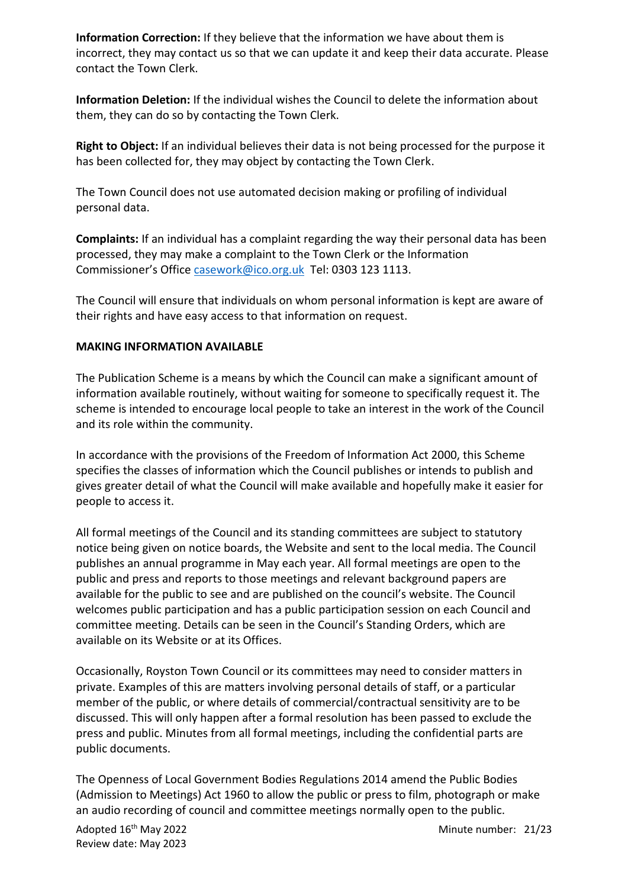**Information Correction:** If they believe that the information we have about them is incorrect, they may contact us so that we can update it and keep their data accurate. Please contact the Town Clerk.

**Information Deletion:** If the individual wishes the Council to delete the information about them, they can do so by contacting the Town Clerk.

**Right to Object:** If an individual believes their data is not being processed for the purpose it has been collected for, they may object by contacting the Town Clerk.

The Town Council does not use automated decision making or profiling of individual personal data.

**Complaints:** If an individual has a complaint regarding the way their personal data has been processed, they may make a complaint to the Town Clerk or the Information Commissioner's Office casework@ico.org.uk Tel: 0303 123 1113.

The Council will ensure that individuals on whom personal information is kept are aware of their rights and have easy access to that information on request.

**MAKING INFORMATION AVAILABLE**

The Publication Scheme is a means by which the Council can make a significant amount of information available routinely, without waiting for someone to specifically request it. The scheme is intended to encourage local people to take an interest in the work of the Council and its role within the community.

In accordance with the provisions of the Freedom of Information Act 2000, this Scheme specifies the classes of information which the Council publishes or intends to publish and gives greater detail of what the Council will make available and hopefully make it easier for people to access it.

All formal meetings of the Council and its standing committees are subject to statutory notice being given on notice boards, the Website and sent to the local media. The Council publishes an annual programme in May each year. All formal meetings are open to the public and press and reports to those meetings and relevant background papers are available for the public to see and are published on the council's website. The Council welcomes public participation and has a public participation session on each Council and committee meeting. Details can be seen in the Council's Standing Orders, which are available on its Website or at its Offices.

Occasionally, Royston Town Council or its committees may need to consider matters in private. Examples of this are matters involving personal details of staff, or a particular member of the public, or where details of commercial/contractual sensitivity are to be discussed. This will only happen after a formal resolution has been passed to exclude the press and public. Minutes from all formal meetings, including the confidential parts are public documents.

The Openness of Local Government Bodies Regulations 2014 amend the Public Bodies (Admission to Meetings) Act 1960 to allow the public or press to film, photograph or make an audio recording of council and committee meetings normally open to the public.

Adopted 16th May 2022 Minute number: 21/23
Review date: May 2023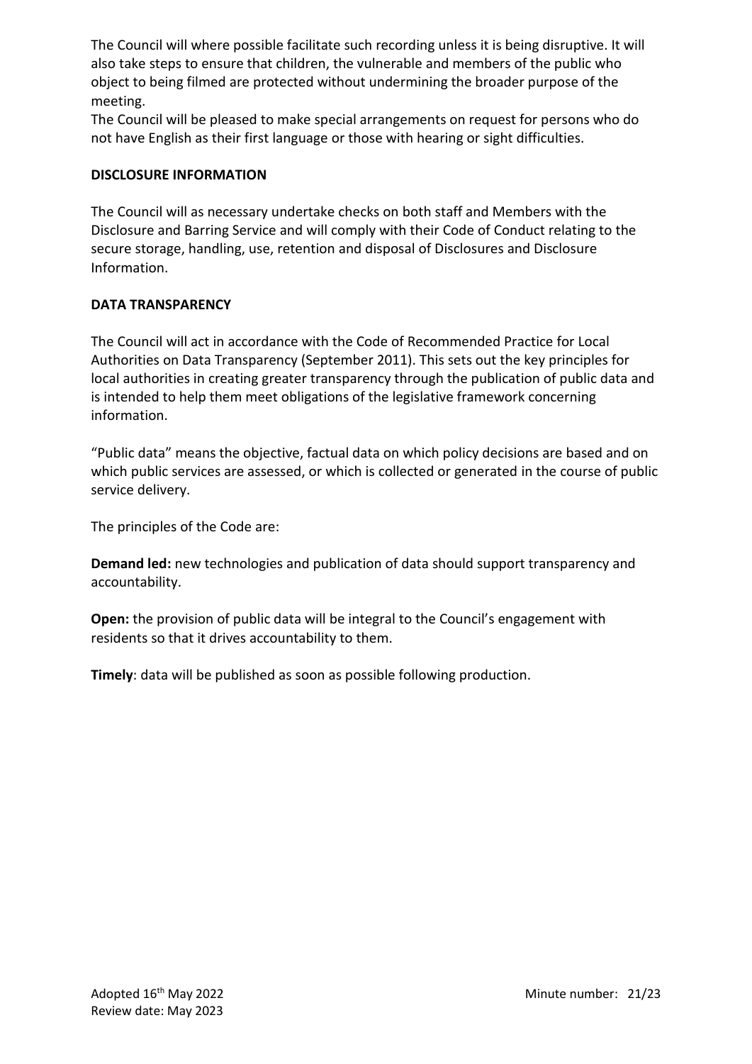The Council will where possible facilitate such recording unless it is being disruptive. It will also take steps to ensure that children, the vulnerable and members of the public who object to being filmed are protected without undermining the broader purpose of the meeting.

The Council will be pleased to make special arrangements on request for persons who do not have English as their first language or those with hearing or sight difficulties.

**DISCLOSURE INFORMATION**

The Council will as necessary undertake checks on both staff and Members with the Disclosure and Barring Service and will comply with their Code of Conduct relating to the secure storage, handling, use, retention and disposal of Disclosures and Disclosure Information.

**DATA TRANSPARENCY**

The Council will act in accordance with the Code of Recommended Practice for Local Authorities on Data Transparency (September 2011). This sets out the key principles for local authorities in creating greater transparency through the publication of public data and is intended to help them meet obligations of the legislative framework concerning information.

“Public data” means the objective, factual data on which policy decisions are based and on which public services are assessed, or which is collected or generated in the course of public service delivery.

The principles of the Code are:

**Demand led:** new technologies and publication of data should support transparency and accountability.

**Open:** the provision of public data will be integral to the Council’s engagement with residents so that it drives accountability to them.

**Timely**: data will be published as soon as possible following production.

Adopted 16th May 2022

Review date: May 2023

Minute number: 21/23